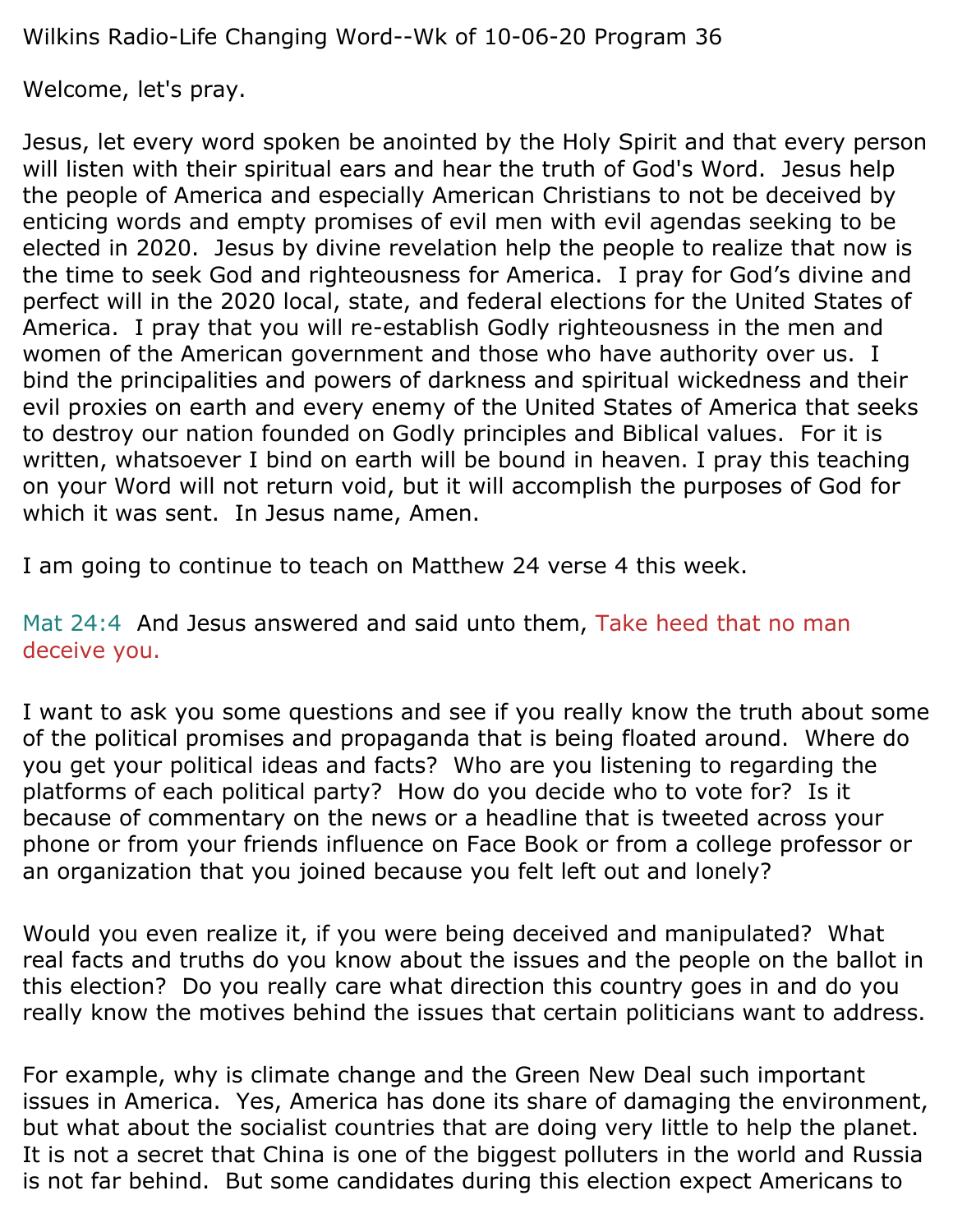Wilkins Radio-Life Changing Word--Wk of 10-06-20 Program 36

Welcome, let's pray.

Jesus, let every word spoken be anointed by the Holy Spirit and that every person will listen with their spiritual ears and hear the truth of God's Word. Jesus help the people of America and especially American Christians to not be deceived by enticing words and empty promises of evil men with evil agendas seeking to be elected in 2020. Jesus by divine revelation help the people to realize that now is the time to seek God and righteousness for America. I pray for God's divine and perfect will in the 2020 local, state, and federal elections for the United States of America. I pray that you will re-establish Godly righteousness in the men and women of the American government and those who have authority over us. I bind the principalities and powers of darkness and spiritual wickedness and their evil proxies on earth and every enemy of the United States of America that seeks to destroy our nation founded on Godly principles and Biblical values. For it is written, whatsoever I bind on earth will be bound in heaven. I pray this teaching on your Word will not return void, but it will accomplish the purposes of God for which it was sent. In Jesus name, Amen.

I am going to continue to teach on Matthew 24 verse 4 this week.

Mat 24:4 And Jesus answered and said unto them, Take heed that no man deceive you.

I want to ask you some questions and see if you really know the truth about some of the political promises and propaganda that is being floated around. Where do you get your political ideas and facts? Who are you listening to regarding the platforms of each political party? How do you decide who to vote for? Is it because of commentary on the news or a headline that is tweeted across your phone or from your friends influence on Face Book or from a college professor or an organization that you joined because you felt left out and lonely?

Would you even realize it, if you were being deceived and manipulated? What real facts and truths do you know about the issues and the people on the ballot in this election? Do you really care what direction this country goes in and do you really know the motives behind the issues that certain politicians want to address.

For example, why is climate change and the Green New Deal such important issues in America. Yes, America has done its share of damaging the environment, but what about the socialist countries that are doing very little to help the planet. It is not a secret that China is one of the biggest polluters in the world and Russia is not far behind. But some candidates during this election expect Americans to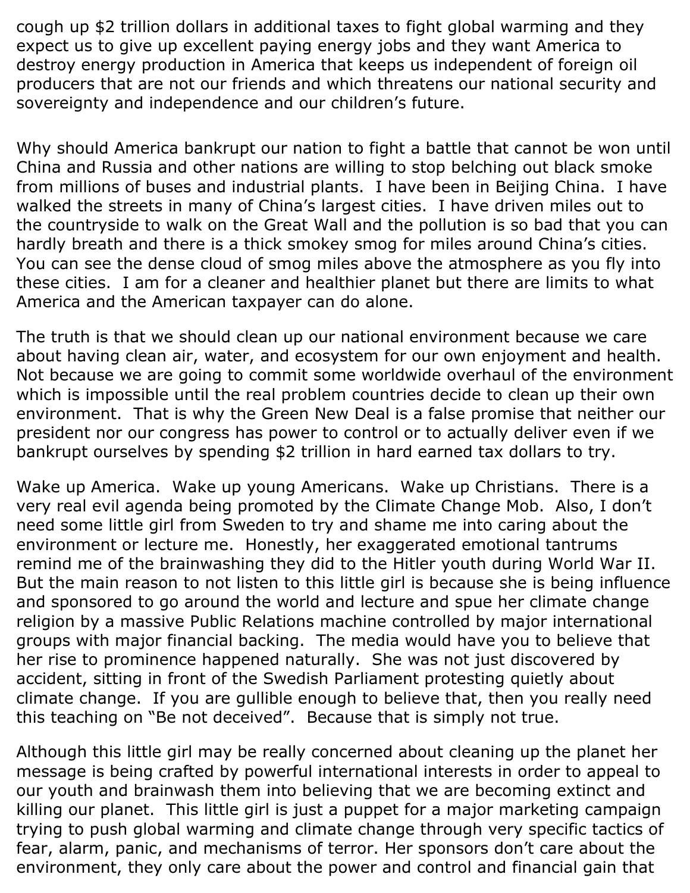cough up $2 trillion dollars in additional taxes to fight global warming and they expect us to give up excellent paying energy jobs and they want America to destroy energy production in America that keeps us independent of foreign oil producers that are not our friends and which threatens our national security and sovereignty and independence and our children's future.

Why should America bankrupt our nation to fight a battle that cannot be won until China and Russia and other nations are willing to stop belching out black smoke from millions of buses and industrial plants. I have been in Beijing China. I have walked the streets in many of China's largest cities. I have driven miles out to the countryside to walk on the Great Wall and the pollution is so bad that you can hardly breath and there is a thick smokey smog for miles around China's cities. You can see the dense cloud of smog miles above the atmosphere as you fly into these cities. I am for a cleaner and healthier planet but there are limits to what America and the American taxpayer can do alone.

The truth is that we should clean up our national environment because we care about having clean air, water, and ecosystem for our own enjoyment and health. Not because we are going to commit some worldwide overhaul of the environment which is impossible until the real problem countries decide to clean up their own environment. That is why the Green New Deal is a false promise that neither our president nor our congress has power to control or to actually deliver even if we bankrupt ourselves by spending $2 trillion in hard earned tax dollars to try.

Wake up America. Wake up young Americans. Wake up Christians. There is a very real evil agenda being promoted by the Climate Change Mob. Also, I don't need some little girl from Sweden to try and shame me into caring about the environment or lecture me. Honestly, her exaggerated emotional tantrums remind me of the brainwashing they did to the Hitler youth during World War II. But the main reason to not listen to this little girl is because she is being influence and sponsored to go around the world and lecture and spue her climate change religion by a massive Public Relations machine controlled by major international groups with major financial backing. The media would have you to believe that her rise to prominence happened naturally. She was not just discovered by accident, sitting in front of the Swedish Parliament protesting quietly about climate change. If you are gullible enough to believe that, then you really need this teaching on "Be not deceived". Because that is simply not true.

Although this little girl may be really concerned about cleaning up the planet her message is being crafted by powerful international interests in order to appeal to our youth and brainwash them into believing that we are becoming extinct and killing our planet. This little girl is just a puppet for a major marketing campaign trying to push global warming and climate change through very specific tactics of fear, alarm, panic, and mechanisms of terror. Her sponsors don't care about the environment, they only care about the power and control and financial gain that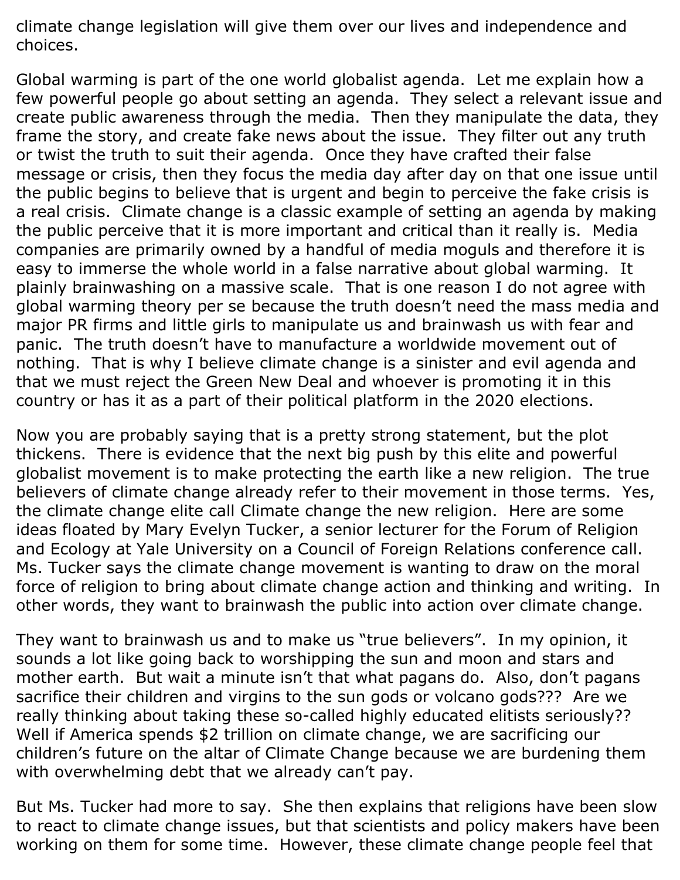climate change legislation will give them over our lives and independence and choices.

Global warming is part of the one world globalist agenda. Let me explain how a few powerful people go about setting an agenda. They select a relevant issue and create public awareness through the media. Then they manipulate the data, they frame the story, and create fake news about the issue. They filter out any truth or twist the truth to suit their agenda. Once they have crafted their false message or crisis, then they focus the media day after day on that one issue until the public begins to believe that is urgent and begin to perceive the fake crisis is a real crisis. Climate change is a classic example of setting an agenda by making the public perceive that it is more important and critical than it really is. Media companies are primarily owned by a handful of media moguls and therefore it is easy to immerse the whole world in a false narrative about global warming. It plainly brainwashing on a massive scale. That is one reason I do not agree with global warming theory per se because the truth doesn't need the mass media and major PR firms and little girls to manipulate us and brainwash us with fear and panic. The truth doesn't have to manufacture a worldwide movement out of nothing. That is why I believe climate change is a sinister and evil agenda and that we must reject the Green New Deal and whoever is promoting it in this country or has it as a part of their political platform in the 2020 elections.

Now you are probably saying that is a pretty strong statement, but the plot thickens. There is evidence that the next big push by this elite and powerful globalist movement is to make protecting the earth like a new religion. The true believers of climate change already refer to their movement in those terms. Yes, the climate change elite call Climate change the new religion. Here are some ideas floated by Mary Evelyn Tucker, a senior lecturer for the Forum of Religion and Ecology at Yale University on a Council of Foreign Relations conference call. Ms. Tucker says the climate change movement is wanting to draw on the moral force of religion to bring about climate change action and thinking and writing. In other words, they want to brainwash the public into action over climate change.

They want to brainwash us and to make us "true believers". In my opinion, it sounds a lot like going back to worshipping the sun and moon and stars and mother earth. But wait a minute isn't that what pagans do. Also, don't pagans sacrifice their children and virgins to the sun gods or volcano gods??? Are we really thinking about taking these so-called highly educated elitists seriously?? Well if America spends $2 trillion on climate change, we are sacrificing our children's future on the altar of Climate Change because we are burdening them with overwhelming debt that we already can't pay.

But Ms. Tucker had more to say. She then explains that religions have been slow to react to climate change issues, but that scientists and policy makers have been working on them for some time. However, these climate change people feel that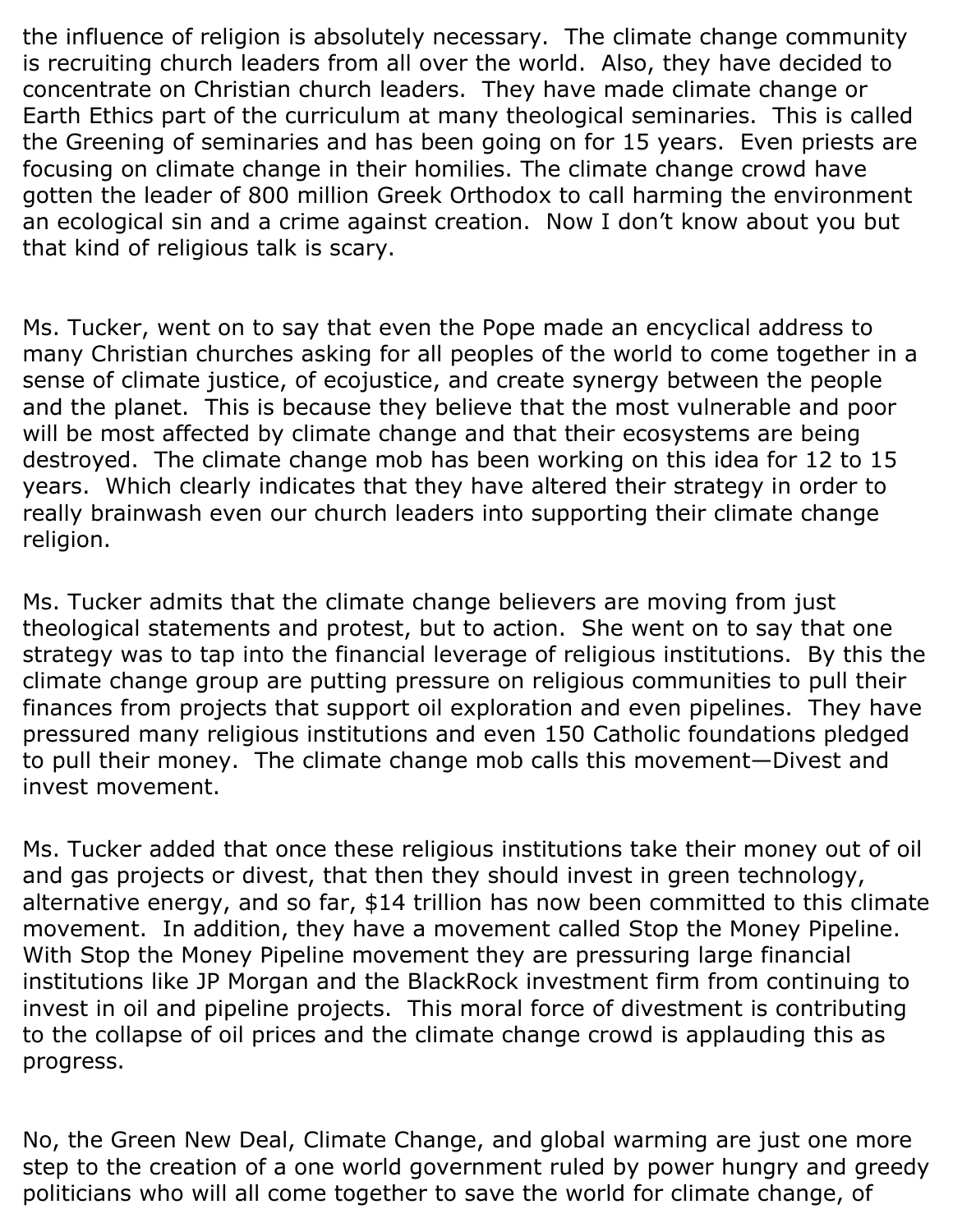the influence of religion is absolutely necessary. The climate change community is recruiting church leaders from all over the world. Also, they have decided to concentrate on Christian church leaders. They have made climate change or Earth Ethics part of the curriculum at many theological seminaries. This is called the Greening of seminaries and has been going on for 15 years. Even priests are focusing on climate change in their homilies. The climate change crowd have gotten the leader of 800 million Greek Orthodox to call harming the environment an ecological sin and a crime against creation. Now I don't know about you but that kind of religious talk is scary.

Ms. Tucker, went on to say that even the Pope made an encyclical address to many Christian churches asking for all peoples of the world to come together in a sense of climate justice, of ecojustice, and create synergy between the people and the planet. This is because they believe that the most vulnerable and poor will be most affected by climate change and that their ecosystems are being destroyed. The climate change mob has been working on this idea for 12 to 15 years. Which clearly indicates that they have altered their strategy in order to really brainwash even our church leaders into supporting their climate change religion.

Ms. Tucker admits that the climate change believers are moving from just theological statements and protest, but to action. She went on to say that one strategy was to tap into the financial leverage of religious institutions. By this the climate change group are putting pressure on religious communities to pull their finances from projects that support oil exploration and even pipelines. They have pressured many religious institutions and even 150 Catholic foundations pledged to pull their money. The climate change mob calls this movement—Divest and invest movement.

Ms. Tucker added that once these religious institutions take their money out of oil and gas projects or divest, that then they should invest in green technology, alternative energy, and so far, $14 trillion has now been committed to this climate movement. In addition, they have a movement called Stop the Money Pipeline. With Stop the Money Pipeline movement they are pressuring large financial institutions like JP Morgan and the BlackRock investment firm from continuing to invest in oil and pipeline projects. This moral force of divestment is contributing to the collapse of oil prices and the climate change crowd is applauding this as progress.

No, the Green New Deal, Climate Change, and global warming are just one more step to the creation of a one world government ruled by power hungry and greedy politicians who will all come together to save the world for climate change, of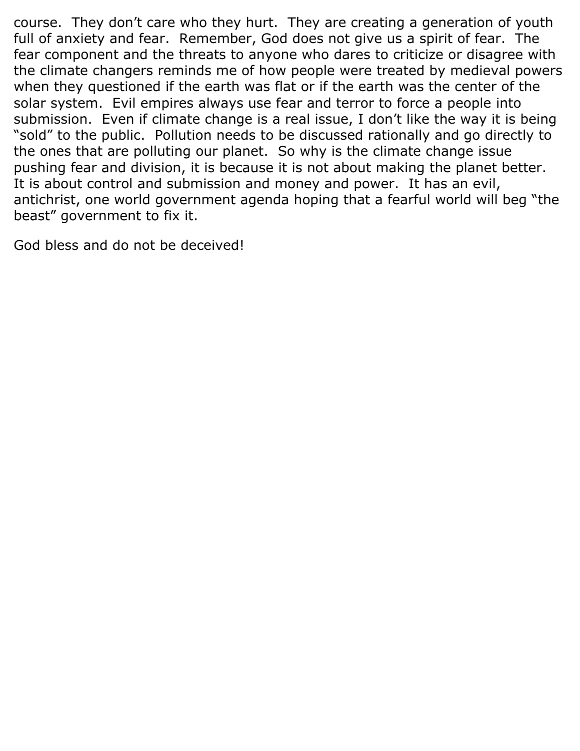course. They don't care who they hurt. They are creating a generation of youth full of anxiety and fear. Remember, God does not give us a spirit of fear. The fear component and the threats to anyone who dares to criticize or disagree with the climate changers reminds me of how people were treated by medieval powers when they questioned if the earth was flat or if the earth was the center of the solar system. Evil empires always use fear and terror to force a people into submission. Even if climate change is a real issue, I don't like the way it is being "sold" to the public. Pollution needs to be discussed rationally and go directly to the ones that are polluting our planet. So why is the climate change issue pushing fear and division, it is because it is not about making the planet better. It is about control and submission and money and power. It has an evil, antichrist, one world government agenda hoping that a fearful world will beg "the beast" government to fix it.

God bless and do not be deceived!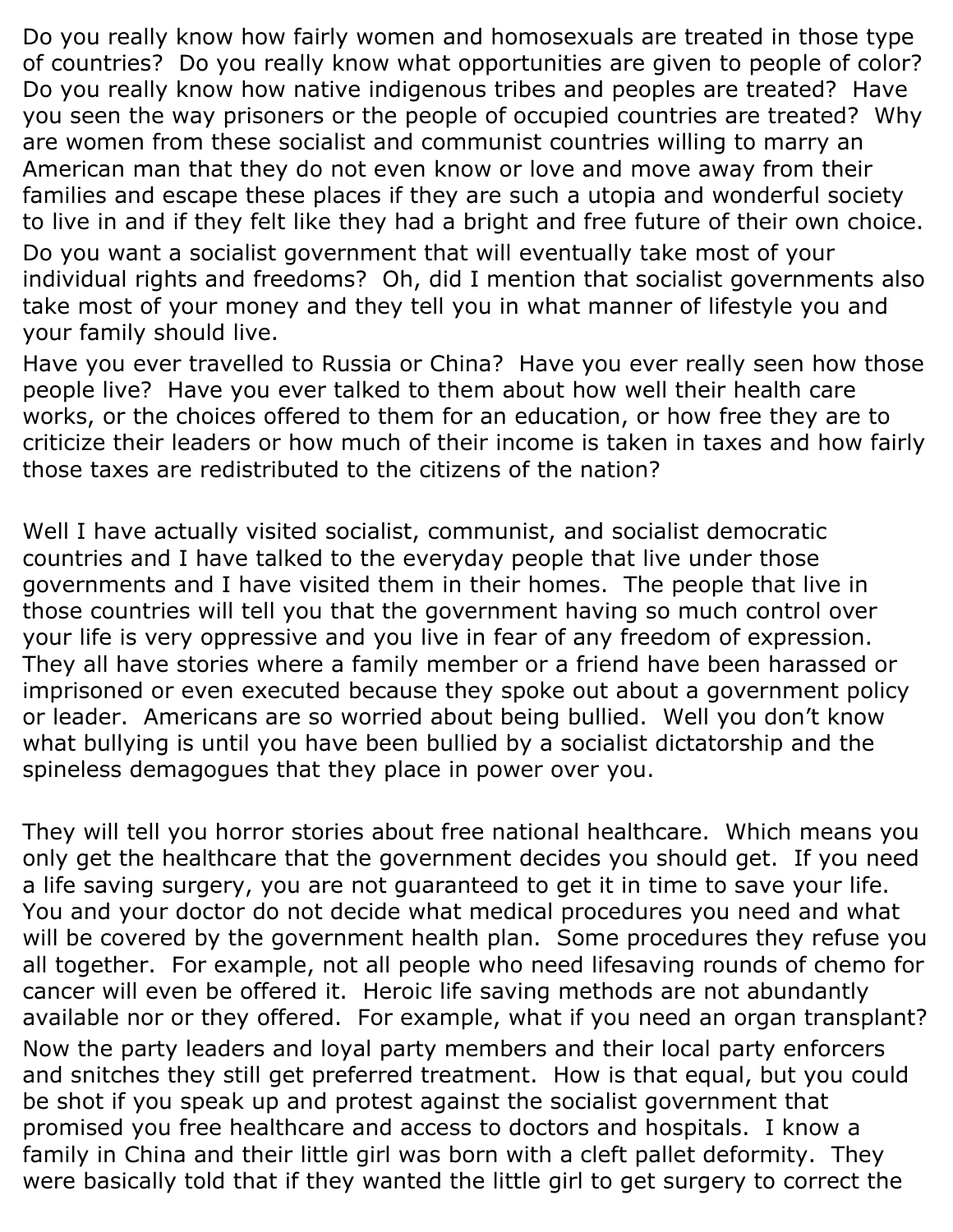Do you really know how fairly women and homosexuals are treated in those type of countries? Do you really know what opportunities are given to people of color? Do you really know how native indigenous tribes and peoples are treated? Have you seen the way prisoners or the people of occupied countries are treated? Why are women from these socialist and communist countries willing to marry an American man that they do not even know or love and move away from their families and escape these places if they are such a utopia and wonderful society to live in and if they felt like they had a bright and free future of their own choice.

Do you want a socialist government that will eventually take most of your individual rights and freedoms? Oh, did I mention that socialist governments also take most of your money and they tell you in what manner of lifestyle you and your family should live.

Have you ever travelled to Russia or China? Have you ever really seen how those people live? Have you ever talked to them about how well their health care works, or the choices offered to them for an education, or how free they are to criticize their leaders or how much of their income is taken in taxes and how fairly those taxes are redistributed to the citizens of the nation?

Well I have actually visited socialist, communist, and socialist democratic countries and I have talked to the everyday people that live under those governments and I have visited them in their homes. The people that live in those countries will tell you that the government having so much control over your life is very oppressive and you live in fear of any freedom of expression. They all have stories where a family member or a friend have been harassed or imprisoned or even executed because they spoke out about a government policy or leader. Americans are so worried about being bullied. Well you don't know what bullying is until you have been bullied by a socialist dictatorship and the spineless demagogues that they place in power over you.

They will tell you horror stories about free national healthcare. Which means you only get the healthcare that the government decides you should get. If you need a life saving surgery, you are not guaranteed to get it in time to save your life. You and your doctor do not decide what medical procedures you need and what will be covered by the government health plan. Some procedures they refuse you all together. For example, not all people who need lifesaving rounds of chemo for cancer will even be offered it. Heroic life saving methods are not abundantly available nor or they offered. For example, what if you need an organ transplant? Now the party leaders and loyal party members and their local party enforcers and snitches they still get preferred treatment. How is that equal, but you could be shot if you speak up and protest against the socialist government that promised you free healthcare and access to doctors and hospitals. I know a family in China and their little girl was born with a cleft pallet deformity. They were basically told that if they wanted the little girl to get surgery to correct the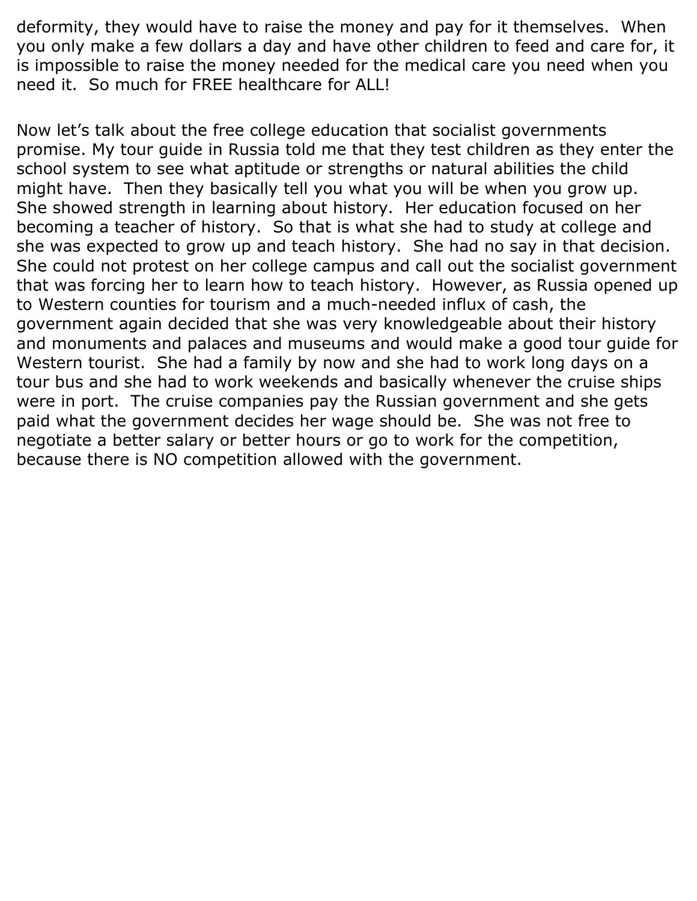deformity, they would have to raise the money and pay for it themselves. When you only make a few dollars a day and have other children to feed and care for, it is impossible to raise the money needed for the medical care you need when you need it. So much for FREE healthcare for ALL!

Now let's talk about the free college education that socialist governments promise. My tour guide in Russia told me that they test children as they enter the school system to see what aptitude or strengths or natural abilities the child might have. Then they basically tell you what you will be when you grow up. She showed strength in learning about history. Her education focused on her becoming a teacher of history. So that is what she had to study at college and she was expected to grow up and teach history. She had no say in that decision. She could not protest on her college campus and call out the socialist government that was forcing her to learn how to teach history. However, as Russia opened up to Western counties for tourism and a much-needed influx of cash, the government again decided that she was very knowledgeable about their history and monuments and palaces and museums and would make a good tour guide for Western tourist. She had a family by now and she had to work long days on a tour bus and she had to work weekends and basically whenever the cruise ships were in port. The cruise companies pay the Russian government and she gets paid what the government decides her wage should be. She was not free to negotiate a better salary or better hours or go to work for the competition, because there is NO competition allowed with the government.